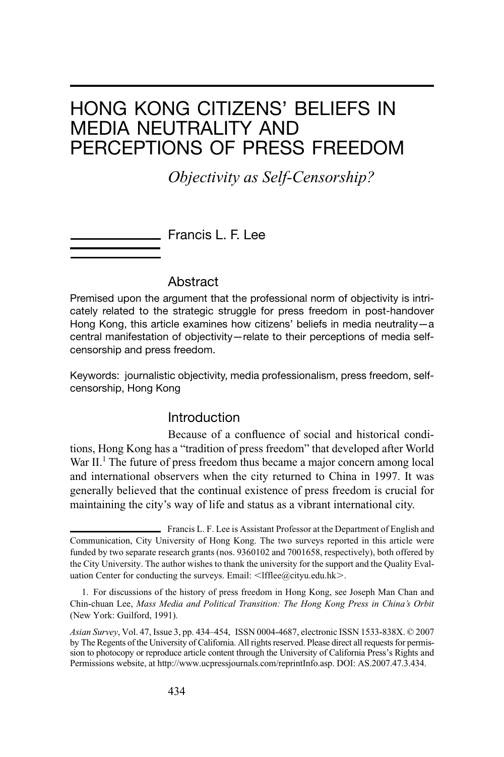# HONG KONG CITIZENS' BELIEFS IN MEDIA NEUTRALITY AND PERCEPTIONS OF PRESS FREEDOM

*Objectivity as Self-Censorship?*

Francis L. F. Lee

## Abstract

Premised upon the argument that the professional norm of objectivity is intricately related to the strategic struggle for press freedom in post-handover Hong Kong, this article examines how citizens' beliefs in media neutrality—a central manifestation of objectivity—relate to their perceptions of media self-censorship and press freedom.

Keywords: journalistic objectivity, media professionalism, press freedom, self-censorship, Hong Kong

## Introduction

Because of a confluence of social and historical conditions, Hong Kong has a "tradition of press freedom" that developed after World War II.[1] The future of press freedom thus became a major concern among local and international observers when the city returned to China in 1997. It was generally believed that the continual existence of press freedom is crucial for maintaining the city's way of life and status as a vibrant international city.

Francis L. F. Lee is Assistant Professor at the Department of English and Communication, City University of Hong Kong. The two surveys reported in this article were funded by two separate research grants (nos. 9360102 and 7001658, respectively), both offered by the City University. The author wishes to thank the university for the support and the Quality Evaluation Center for conducting the surveys. Email: <lfflee@cityu.edu.hk>.

1. For discussions of the history of press freedom in Hong Kong, see Joseph Man Chan and Chin-chuan Lee, *Mass Media and Political Transition: The Hong Kong Press in China's Orbit* (New York: Guilford, 1991).

*Asian Survey*, Vol. 47, Issue 3, pp. 434–454, ISSN 0004-4687, electronic ISSN 1533-838X. © 2007 by The Regents of the University of California. All rights reserved. Please direct all requests for permission to photocopy or reproduce article content through the University of California Press's Rights and Permissions website, at http://www.ucpressjournals.com/reprintInfo.asp. DOI: AS.2007.47.3.434.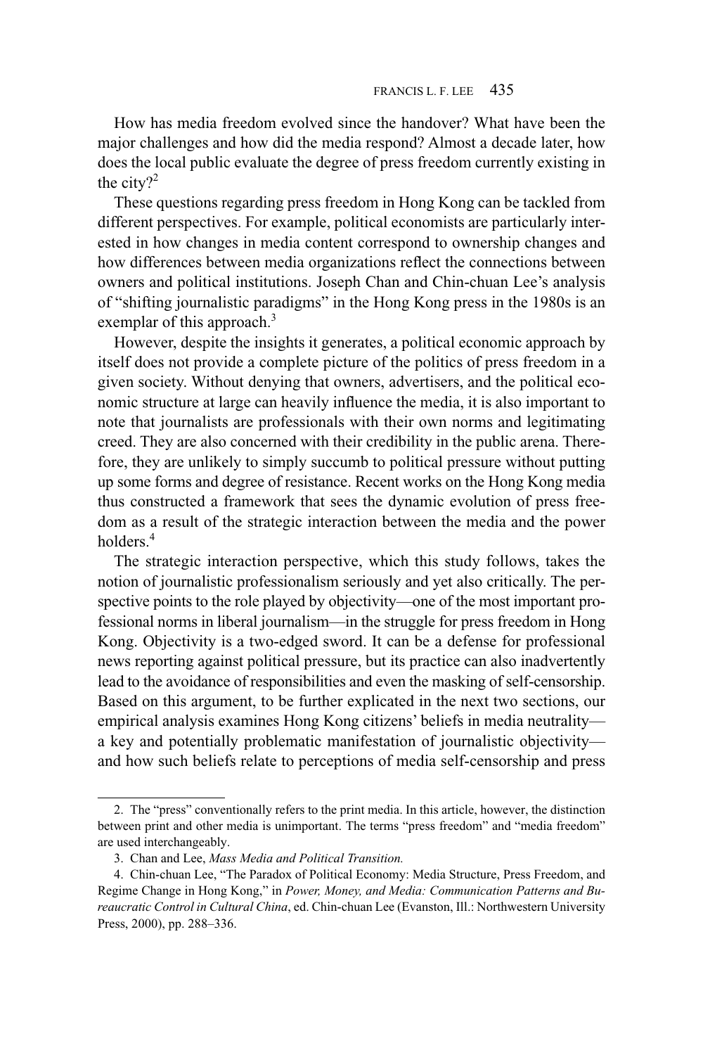How has media freedom evolved since the handover? What have been the major challenges and how did the media respond? Almost a decade later, how does the local public evaluate the degree of press freedom currently existing in the city?[2]

These questions regarding press freedom in Hong Kong can be tackled from different perspectives. For example, political economists are particularly interested in how changes in media content correspond to ownership changes and how differences between media organizations reflect the connections between owners and political institutions. Joseph Chan and Chin-chuan Lee's analysis of "shifting journalistic paradigms" in the Hong Kong press in the 1980s is an exemplar of this approach.[3]

However, despite the insights it generates, a political economic approach by itself does not provide a complete picture of the politics of press freedom in a given society. Without denying that owners, advertisers, and the political economic structure at large can heavily influence the media, it is also important to note that journalists are professionals with their own norms and legitimating creed. They are also concerned with their credibility in the public arena. Therefore, they are unlikely to simply succumb to political pressure without putting up some forms and degree of resistance. Recent works on the Hong Kong media thus constructed a framework that sees the dynamic evolution of press freedom as a result of the strategic interaction between the media and the power holders.[4]

The strategic interaction perspective, which this study follows, takes the notion of journalistic professionalism seriously and yet also critically. The perspective points to the role played by objectivity—one of the most important professional norms in liberal journalism—in the struggle for press freedom in Hong Kong. Objectivity is a two-edged sword. It can be a defense for professional news reporting against political pressure, but its practice can also inadvertently lead to the avoidance of responsibilities and even the masking of self-censorship. Based on this argument, to be further explicated in the next two sections, our empirical analysis examines Hong Kong citizens' beliefs in media neutrality—a key and potentially problematic manifestation of journalistic objectivity—and how such beliefs relate to perceptions of media self-censorship and press

2. The "press" conventionally refers to the print media. In this article, however, the distinction between print and other media is unimportant. The terms "press freedom" and "media freedom" are used interchangeably.

3. Chan and Lee, *Mass Media and Political Transition.*

4. Chin-chuan Lee, "The Paradox of Political Economy: Media Structure, Press Freedom, and Regime Change in Hong Kong," in *Power, Money, and Media: Communication Patterns and Bureaucratic Control in Cultural China*, ed. Chin-chuan Lee (Evanston, Ill.: Northwestern University Press, 2000), pp. 288–336.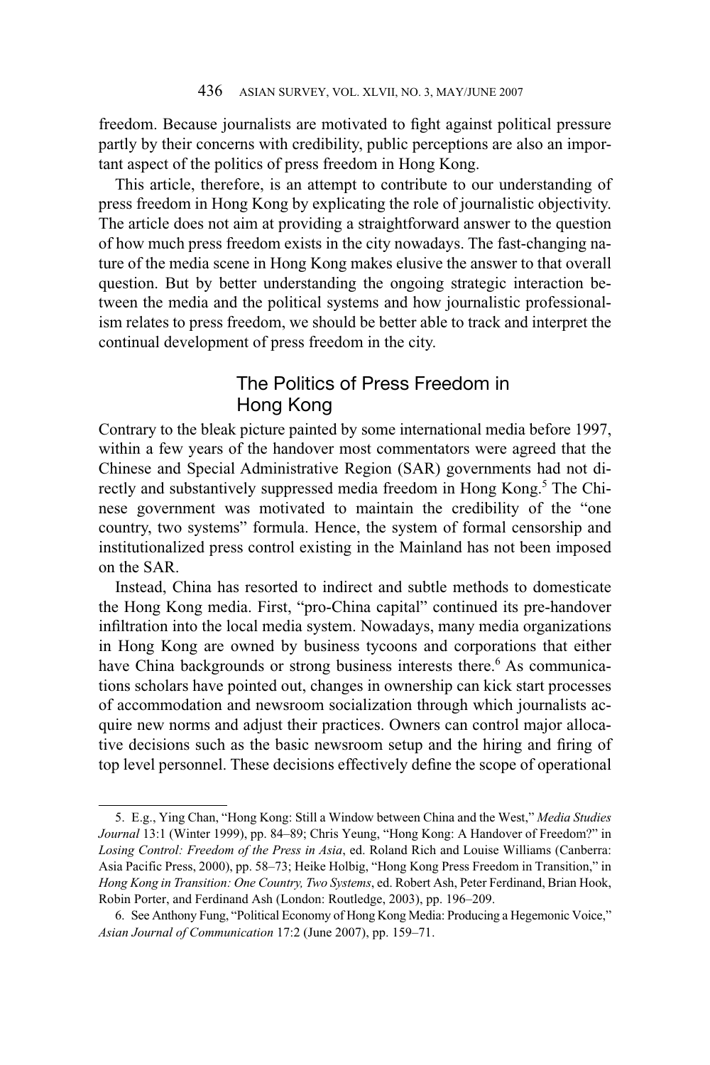freedom. Because journalists are motivated to fight against political pressure partly by their concerns with credibility, public perceptions are also an important aspect of the politics of press freedom in Hong Kong.

This article, therefore, is an attempt to contribute to our understanding of press freedom in Hong Kong by explicating the role of journalistic objectivity. The article does not aim at providing a straightforward answer to the question of how much press freedom exists in the city nowadays. The fast-changing nature of the media scene in Hong Kong makes elusive the answer to that overall question. But by better understanding the ongoing strategic interaction between the media and the political systems and how journalistic professionalism relates to press freedom, we should be better able to track and interpret the continual development of press freedom in the city.

## The Politics of Press Freedom in Hong Kong

Contrary to the bleak picture painted by some international media before 1997, within a few years of the handover most commentators were agreed that the Chinese and Special Administrative Region (SAR) governments had not directly and substantively suppressed media freedom in Hong Kong.[5] The Chinese government was motivated to maintain the credibility of the "one country, two systems" formula. Hence, the system of formal censorship and institutionalized press control existing in the Mainland has not been imposed on the SAR.

Instead, China has resorted to indirect and subtle methods to domesticate the Hong Kong media. First, "pro-China capital" continued its pre-handover infiltration into the local media system. Nowadays, many media organizations in Hong Kong are owned by business tycoons and corporations that either have China backgrounds or strong business interests there.[6] As communications scholars have pointed out, changes in ownership can kick start processes of accommodation and newsroom socialization through which journalists acquire new norms and adjust their practices. Owners can control major allocative decisions such as the basic newsroom setup and the hiring and firing of top level personnel. These decisions effectively define the scope of operational

5. E.g., Ying Chan, "Hong Kong: Still a Window between China and the West," *Media Studies Journal* 13:1 (Winter 1999), pp. 84–89; Chris Yeung, "Hong Kong: A Handover of Freedom?" in *Losing Control: Freedom of the Press in Asia*, ed. Roland Rich and Louise Williams (Canberra: Asia Pacific Press, 2000), pp. 58–73; Heike Holbig, "Hong Kong Press Freedom in Transition," in *Hong Kong in Transition: One Country, Two Systems*, ed. Robert Ash, Peter Ferdinand, Brian Hook, Robin Porter, and Ferdinand Ash (London: Routledge, 2003), pp. 196–209.

6. See Anthony Fung, "Political Economy of Hong Kong Media: Producing a Hegemonic Voice," *Asian Journal of Communication* 17:2 (June 2007), pp. 159–71.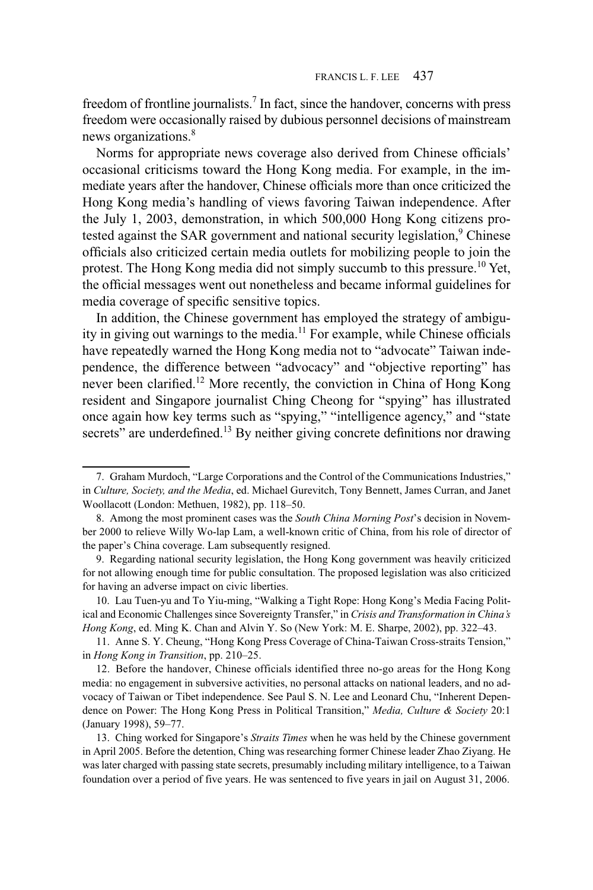freedom of frontline journalists.[7] In fact, since the handover, concerns with press freedom were occasionally raised by dubious personnel decisions of mainstream news organizations.[8]

Norms for appropriate news coverage also derived from Chinese officials' occasional criticisms toward the Hong Kong media. For example, in the immediate years after the handover, Chinese officials more than once criticized the Hong Kong media's handling of views favoring Taiwan independence. After the July 1, 2003, demonstration, in which 500,000 Hong Kong citizens protested against the SAR government and national security legislation,[9] Chinese officials also criticized certain media outlets for mobilizing people to join the protest. The Hong Kong media did not simply succumb to this pressure.[10] Yet, the official messages went out nonetheless and became informal guidelines for media coverage of specific sensitive topics.

In addition, the Chinese government has employed the strategy of ambiguity in giving out warnings to the media.[11] For example, while Chinese officials have repeatedly warned the Hong Kong media not to "advocate" Taiwan independence, the difference between "advocacy" and "objective reporting" has never been clarified.[12] More recently, the conviction in China of Hong Kong resident and Singapore journalist Ching Cheong for "spying" has illustrated once again how key terms such as "spying," "intelligence agency," and "state secrets" are underdefined.[13] By neither giving concrete definitions nor drawing

---

7. Graham Murdoch, "Large Corporations and the Control of the Communications Industries," in *Culture, Society, and the Media*, ed. Michael Gurevitch, Tony Bennett, James Curran, and Janet Woollacott (London: Methuen, 1982), pp. 118–50.

8. Among the most prominent cases was the *South China Morning Post*'s decision in November 2000 to relieve Willy Wo-lap Lam, a well-known critic of China, from his role of director of the paper's China coverage. Lam subsequently resigned.

9. Regarding national security legislation, the Hong Kong government was heavily criticized for not allowing enough time for public consultation. The proposed legislation was also criticized for having an adverse impact on civic liberties.

10. Lau Tuen-yu and To Yiu-ming, "Walking a Tight Rope: Hong Kong's Media Facing Political and Economic Challenges since Sovereignty Transfer," in *Crisis and Transformation in China's Hong Kong*, ed. Ming K. Chan and Alvin Y. So (New York: M. E. Sharpe, 2002), pp. 322–43.

11. Anne S. Y. Cheung, "Hong Kong Press Coverage of China-Taiwan Cross-straits Tension," in *Hong Kong in Transition*, pp. 210–25.

12. Before the handover, Chinese officials identified three no-go areas for the Hong Kong media: no engagement in subversive activities, no personal attacks on national leaders, and no advocacy of Taiwan or Tibet independence. See Paul S. N. Lee and Leonard Chu, "Inherent Dependence on Power: The Hong Kong Press in Political Transition," *Media, Culture & Society* 20:1 (January 1998), 59–77.

13. Ching worked for Singapore's *Straits Times* when he was held by the Chinese government in April 2005. Before the detention, Ching was researching former Chinese leader Zhao Ziyang. He was later charged with passing state secrets, presumably including military intelligence, to a Taiwan foundation over a period of five years. He was sentenced to five years in jail on August 31, 2006.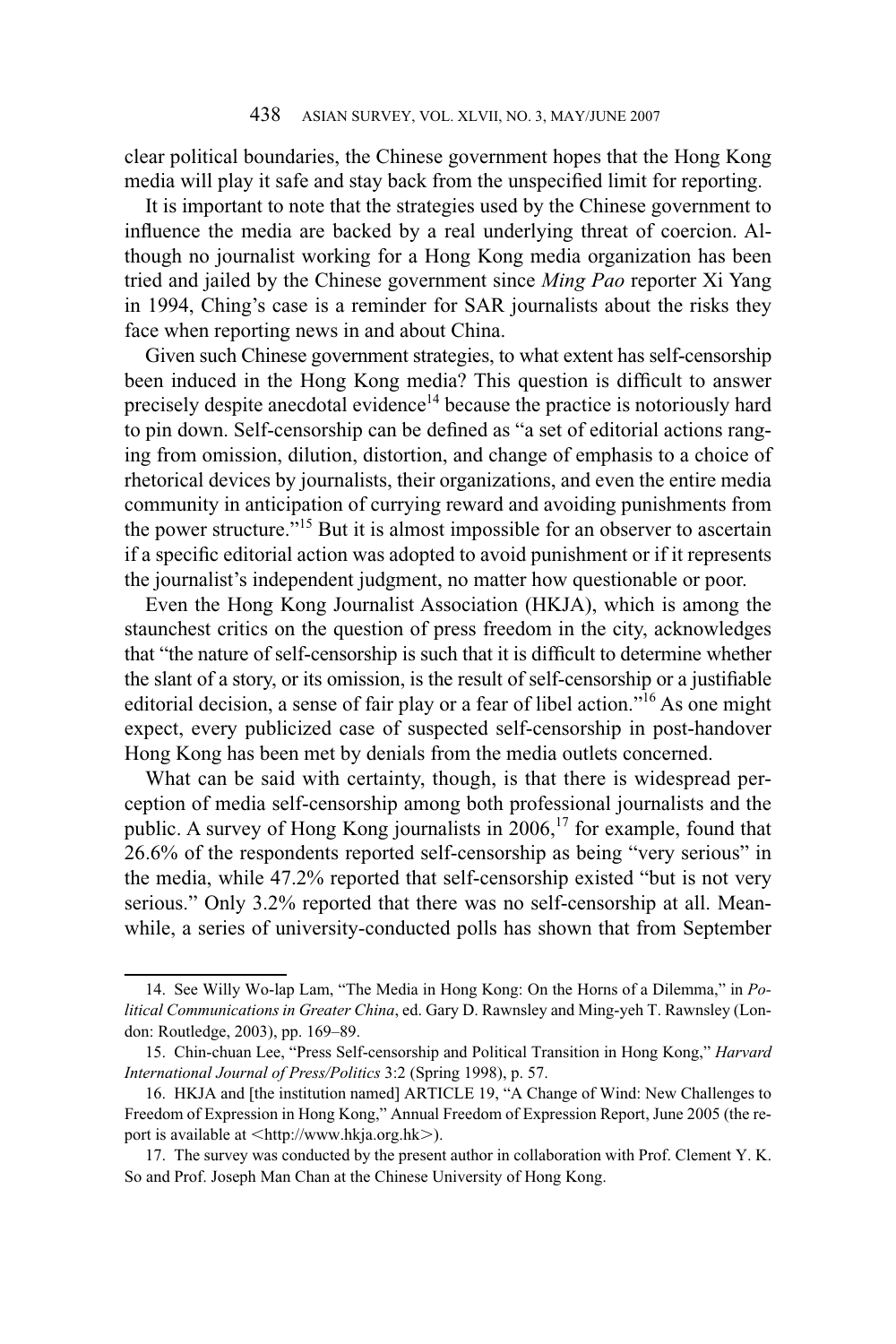clear political boundaries, the Chinese government hopes that the Hong Kong media will play it safe and stay back from the unspecified limit for reporting.

It is important to note that the strategies used by the Chinese government to influence the media are backed by a real underlying threat of coercion. Although no journalist working for a Hong Kong media organization has been tried and jailed by the Chinese government since *Ming Pao* reporter Xi Yang in 1994, Ching's case is a reminder for SAR journalists about the risks they face when reporting news in and about China.

Given such Chinese government strategies, to what extent has self-censorship been induced in the Hong Kong media? This question is difficult to answer precisely despite anecdotal evidence[14] because the practice is notoriously hard to pin down. Self-censorship can be defined as "a set of editorial actions ranging from omission, dilution, distortion, and change of emphasis to a choice of rhetorical devices by journalists, their organizations, and even the entire media community in anticipation of currying reward and avoiding punishments from the power structure."[15] But it is almost impossible for an observer to ascertain if a specific editorial action was adopted to avoid punishment or if it represents the journalist's independent judgment, no matter how questionable or poor.

Even the Hong Kong Journalist Association (HKJA), which is among the staunchest critics on the question of press freedom in the city, acknowledges that "the nature of self-censorship is such that it is difficult to determine whether the slant of a story, or its omission, is the result of self-censorship or a justifiable editorial decision, a sense of fair play or a fear of libel action."[16] As one might expect, every publicized case of suspected self-censorship in post-handover Hong Kong has been met by denials from the media outlets concerned.

What can be said with certainty, though, is that there is widespread perception of media self-censorship among both professional journalists and the public. A survey of Hong Kong journalists in 2006,[17] for example, found that 26.6% of the respondents reported self-censorship as being "very serious" in the media, while 47.2% reported that self-censorship existed "but is not very serious." Only 3.2% reported that there was no self-censorship at all. Meanwhile, a series of university-conducted polls has shown that from September

---

14. See Willy Wo-lap Lam, "The Media in Hong Kong: On the Horns of a Dilemma," in *Political Communications in Greater China*, ed. Gary D. Rawnsley and Ming-yeh T. Rawnsley (London: Routledge, 2003), pp. 169–89.

15. Chin-chuan Lee, "Press Self-censorship and Political Transition in Hong Kong," *Harvard International Journal of Press/Politics* 3:2 (Spring 1998), p. 57.

16. HKJA and [the institution named] ARTICLE 19, "A Change of Wind: New Challenges to Freedom of Expression in Hong Kong," Annual Freedom of Expression Report, June 2005 (the report is available at <http://www.hkja.org.hk>).

17. The survey was conducted by the present author in collaboration with Prof. Clement Y. K. So and Prof. Joseph Man Chan at the Chinese University of Hong Kong.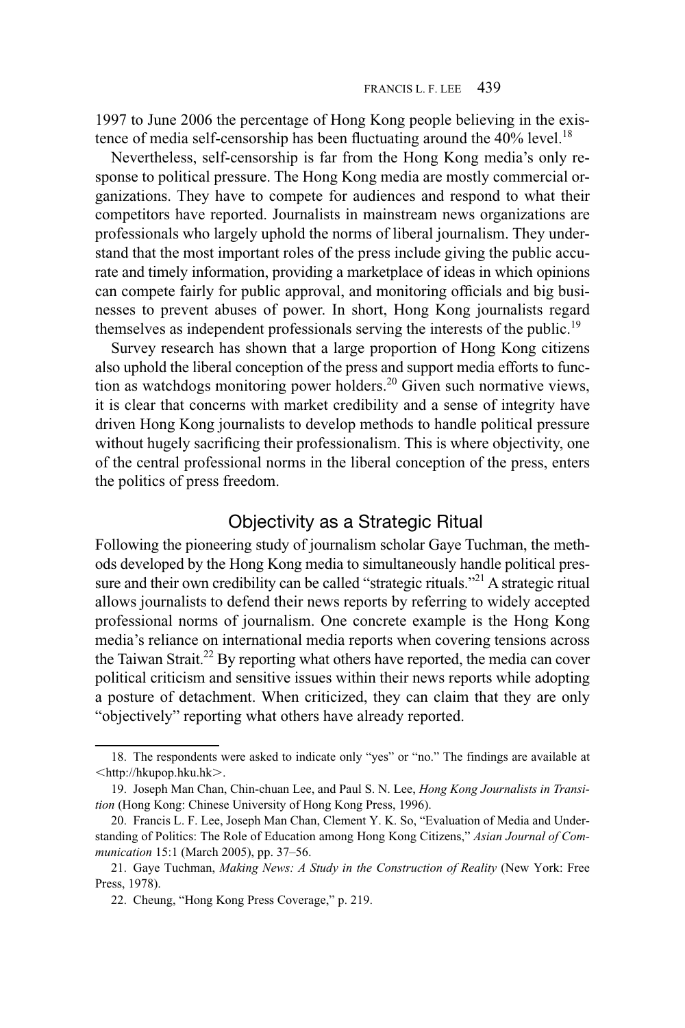1997 to June 2006 the percentage of Hong Kong people believing in the existence of media self-censorship has been fluctuating around the 40% level.[18]

Nevertheless, self-censorship is far from the Hong Kong media's only response to political pressure. The Hong Kong media are mostly commercial organizations. They have to compete for audiences and respond to what their competitors have reported. Journalists in mainstream news organizations are professionals who largely uphold the norms of liberal journalism. They understand that the most important roles of the press include giving the public accurate and timely information, providing a marketplace of ideas in which opinions can compete fairly for public approval, and monitoring officials and big businesses to prevent abuses of power. In short, Hong Kong journalists regard themselves as independent professionals serving the interests of the public.[19]

Survey research has shown that a large proportion of Hong Kong citizens also uphold the liberal conception of the press and support media efforts to function as watchdogs monitoring power holders.[20] Given such normative views, it is clear that concerns with market credibility and a sense of integrity have driven Hong Kong journalists to develop methods to handle political pressure without hugely sacrificing their professionalism. This is where objectivity, one of the central professional norms in the liberal conception of the press, enters the politics of press freedom.

## Objectivity as a Strategic Ritual

Following the pioneering study of journalism scholar Gaye Tuchman, the methods developed by the Hong Kong media to simultaneously handle political pressure and their own credibility can be called "strategic rituals."[21] A strategic ritual allows journalists to defend their news reports by referring to widely accepted professional norms of journalism. One concrete example is the Hong Kong media's reliance on international media reports when covering tensions across the Taiwan Strait.[22] By reporting what others have reported, the media can cover political criticism and sensitive issues within their news reports while adopting a posture of detachment. When criticized, they can claim that they are only "objectively" reporting what others have already reported.

---

18. The respondents were asked to indicate only "yes" or "no." The findings are available at <http://hkupop.hku.hk>.

19. Joseph Man Chan, Chin-chuan Lee, and Paul S. N. Lee, *Hong Kong Journalists in Transition* (Hong Kong: Chinese University of Hong Kong Press, 1996).

20. Francis L. F. Lee, Joseph Man Chan, Clement Y. K. So, "Evaluation of Media and Understanding of Politics: The Role of Education among Hong Kong Citizens," *Asian Journal of Communication* 15:1 (March 2005), pp. 37–56.

21. Gaye Tuchman, *Making News: A Study in the Construction of Reality* (New York: Free Press, 1978).

22. Cheung, "Hong Kong Press Coverage," p. 219.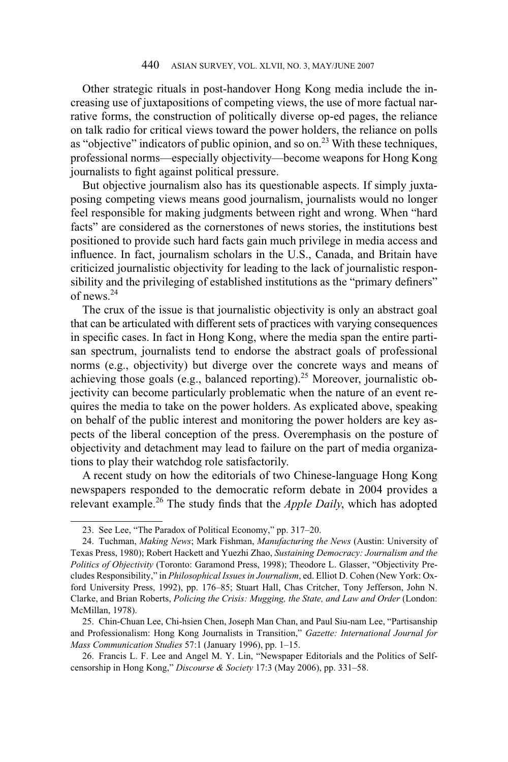Other strategic rituals in post-handover Hong Kong media include the increasing use of juxtapositions of competing views, the use of more factual narrative forms, the construction of politically diverse op-ed pages, the reliance on talk radio for critical views toward the power holders, the reliance on polls as "objective" indicators of public opinion, and so on.[23] With these techniques, professional norms—especially objectivity—become weapons for Hong Kong journalists to fight against political pressure.

But objective journalism also has its questionable aspects. If simply juxtaposing competing views means good journalism, journalists would no longer feel responsible for making judgments between right and wrong. When "hard facts" are considered as the cornerstones of news stories, the institutions best positioned to provide such hard facts gain much privilege in media access and influence. In fact, journalism scholars in the U.S., Canada, and Britain have criticized journalistic objectivity for leading to the lack of journalistic responsibility and the privileging of established institutions as the "primary definers" of news.[24]

The crux of the issue is that journalistic objectivity is only an abstract goal that can be articulated with different sets of practices with varying consequences in specific cases. In fact in Hong Kong, where the media span the entire partisan spectrum, journalists tend to endorse the abstract goals of professional norms (e.g., objectivity) but diverge over the concrete ways and means of achieving those goals (e.g., balanced reporting).[25] Moreover, journalistic objectivity can become particularly problematic when the nature of an event requires the media to take on the power holders. As explicated above, speaking on behalf of the public interest and monitoring the power holders are key aspects of the liberal conception of the press. Overemphasis on the posture of objectivity and detachment may lead to failure on the part of media organizations to play their watchdog role satisfactorily.

A recent study on how the editorials of two Chinese-language Hong Kong newspapers responded to the democratic reform debate in 2004 provides a relevant example.[26] The study finds that the *Apple Daily*, which has adopted

---

23. See Lee, "The Paradox of Political Economy," pp. 317–20.

24. Tuchman, *Making News*; Mark Fishman, *Manufacturing the News* (Austin: University of Texas Press, 1980); Robert Hackett and Yuezhi Zhao, *Sustaining Democracy: Journalism and the Politics of Objectivity* (Toronto: Garamond Press, 1998); Theodore L. Glasser, "Objectivity Precludes Responsibility," in *Philosophical Issues in Journalism*, ed. Elliot D. Cohen (New York: Oxford University Press, 1992), pp. 176–85; Stuart Hall, Chas Critcher, Tony Jefferson, John N. Clarke, and Brian Roberts, *Policing the Crisis: Mugging, the State, and Law and Order* (London: McMillan, 1978).

25. Chin-Chuan Lee, Chi-hsien Chen, Joseph Man Chan, and Paul Siu-nam Lee, "Partisanship and Professionalism: Hong Kong Journalists in Transition," *Gazette: International Journal for Mass Communication Studies* 57:1 (January 1996), pp. 1–15.

26. Francis L. F. Lee and Angel M. Y. Lin, "Newspaper Editorials and the Politics of Self-censorship in Hong Kong," *Discourse & Society* 17:3 (May 2006), pp. 331–58.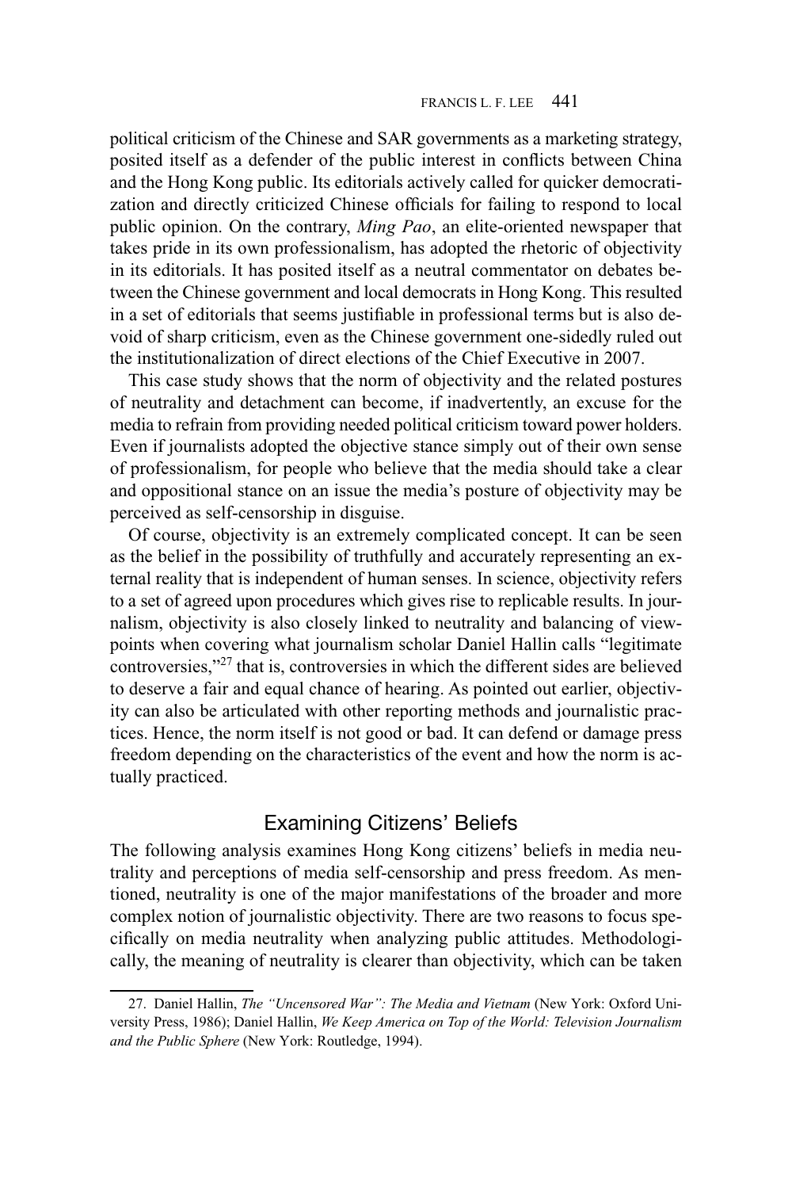political criticism of the Chinese and SAR governments as a marketing strategy, posited itself as a defender of the public interest in conflicts between China and the Hong Kong public. Its editorials actively called for quicker democratization and directly criticized Chinese officials for failing to respond to local public opinion. On the contrary, *Ming Pao*, an elite-oriented newspaper that takes pride in its own professionalism, has adopted the rhetoric of objectivity in its editorials. It has posited itself as a neutral commentator on debates between the Chinese government and local democrats in Hong Kong. This resulted in a set of editorials that seems justifiable in professional terms but is also devoid of sharp criticism, even as the Chinese government one-sidedly ruled out the institutionalization of direct elections of the Chief Executive in 2007.

This case study shows that the norm of objectivity and the related postures of neutrality and detachment can become, if inadvertently, an excuse for the media to refrain from providing needed political criticism toward power holders. Even if journalists adopted the objective stance simply out of their own sense of professionalism, for people who believe that the media should take a clear and oppositional stance on an issue the media's posture of objectivity may be perceived as self-censorship in disguise.

Of course, objectivity is an extremely complicated concept. It can be seen as the belief in the possibility of truthfully and accurately representing an external reality that is independent of human senses. In science, objectivity refers to a set of agreed upon procedures which gives rise to replicable results. In journalism, objectivity is also closely linked to neutrality and balancing of viewpoints when covering what journalism scholar Daniel Hallin calls "legitimate controversies,"[27] that is, controversies in which the different sides are believed to deserve a fair and equal chance of hearing. As pointed out earlier, objectivity can also be articulated with other reporting methods and journalistic practices. Hence, the norm itself is not good or bad. It can defend or damage press freedom depending on the characteristics of the event and how the norm is actually practiced.

## Examining Citizens' Beliefs

The following analysis examines Hong Kong citizens' beliefs in media neutrality and perceptions of media self-censorship and press freedom. As mentioned, neutrality is one of the major manifestations of the broader and more complex notion of journalistic objectivity. There are two reasons to focus specifically on media neutrality when analyzing public attitudes. Methodologically, the meaning of neutrality is clearer than objectivity, which can be taken

27. Daniel Hallin, *The "Uncensored War": The Media and Vietnam* (New York: Oxford University Press, 1986); Daniel Hallin, *We Keep America on Top of the World: Television Journalism and the Public Sphere* (New York: Routledge, 1994).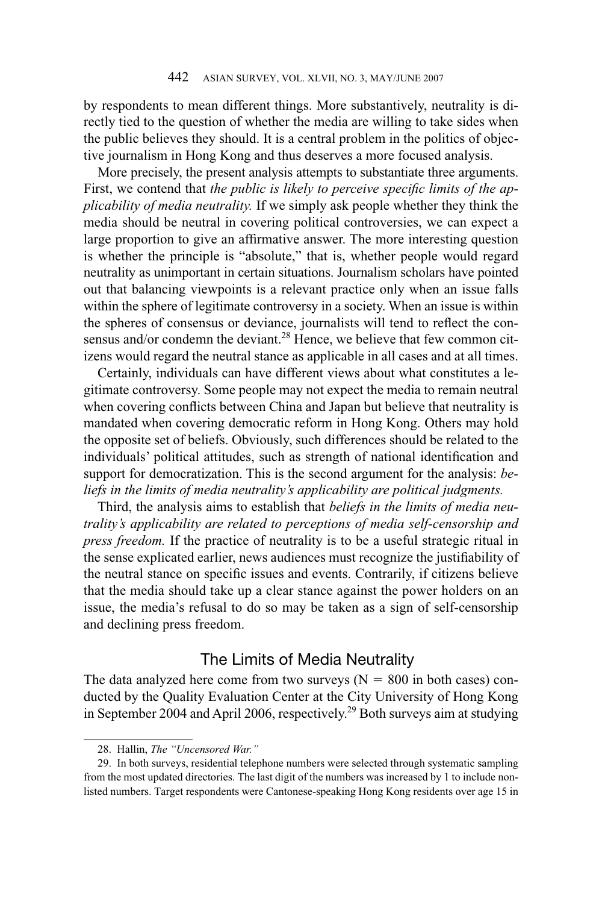by respondents to mean different things. More substantively, neutrality is directly tied to the question of whether the media are willing to take sides when the public believes they should. It is a central problem in the politics of objective journalism in Hong Kong and thus deserves a more focused analysis.

More precisely, the present analysis attempts to substantiate three arguments. First, we contend that *the public is likely to perceive specific limits of the applicability of media neutrality.* If we simply ask people whether they think the media should be neutral in covering political controversies, we can expect a large proportion to give an affirmative answer. The more interesting question is whether the principle is "absolute," that is, whether people would regard neutrality as unimportant in certain situations. Journalism scholars have pointed out that balancing viewpoints is a relevant practice only when an issue falls within the sphere of legitimate controversy in a society. When an issue is within the spheres of consensus or deviance, journalists will tend to reflect the consensus and/or condemn the deviant.[28] Hence, we believe that few common citizens would regard the neutral stance as applicable in all cases and at all times.

Certainly, individuals can have different views about what constitutes a legitimate controversy. Some people may not expect the media to remain neutral when covering conflicts between China and Japan but believe that neutrality is mandated when covering democratic reform in Hong Kong. Others may hold the opposite set of beliefs. Obviously, such differences should be related to the individuals' political attitudes, such as strength of national identification and support for democratization. This is the second argument for the analysis: *beliefs in the limits of media neutrality's applicability are political judgments.*

Third, the analysis aims to establish that *beliefs in the limits of media neutrality's applicability are related to perceptions of media self-censorship and press freedom.* If the practice of neutrality is to be a useful strategic ritual in the sense explicated earlier, news audiences must recognize the justifiability of the neutral stance on specific issues and events. Contrarily, if citizens believe that the media should take up a clear stance against the power holders on an issue, the media's refusal to do so may be taken as a sign of self-censorship and declining press freedom.

## The Limits of Media Neutrality

The data analyzed here come from two surveys (N = 800 in both cases) conducted by the Quality Evaluation Center at the City University of Hong Kong in September 2004 and April 2006, respectively.[29] Both surveys aim at studying

28. Hallin, *The "Uncensored War."*

29. In both surveys, residential telephone numbers were selected through systematic sampling from the most updated directories. The last digit of the numbers was increased by 1 to include non-listed numbers. Target respondents were Cantonese-speaking Hong Kong residents over age 15 in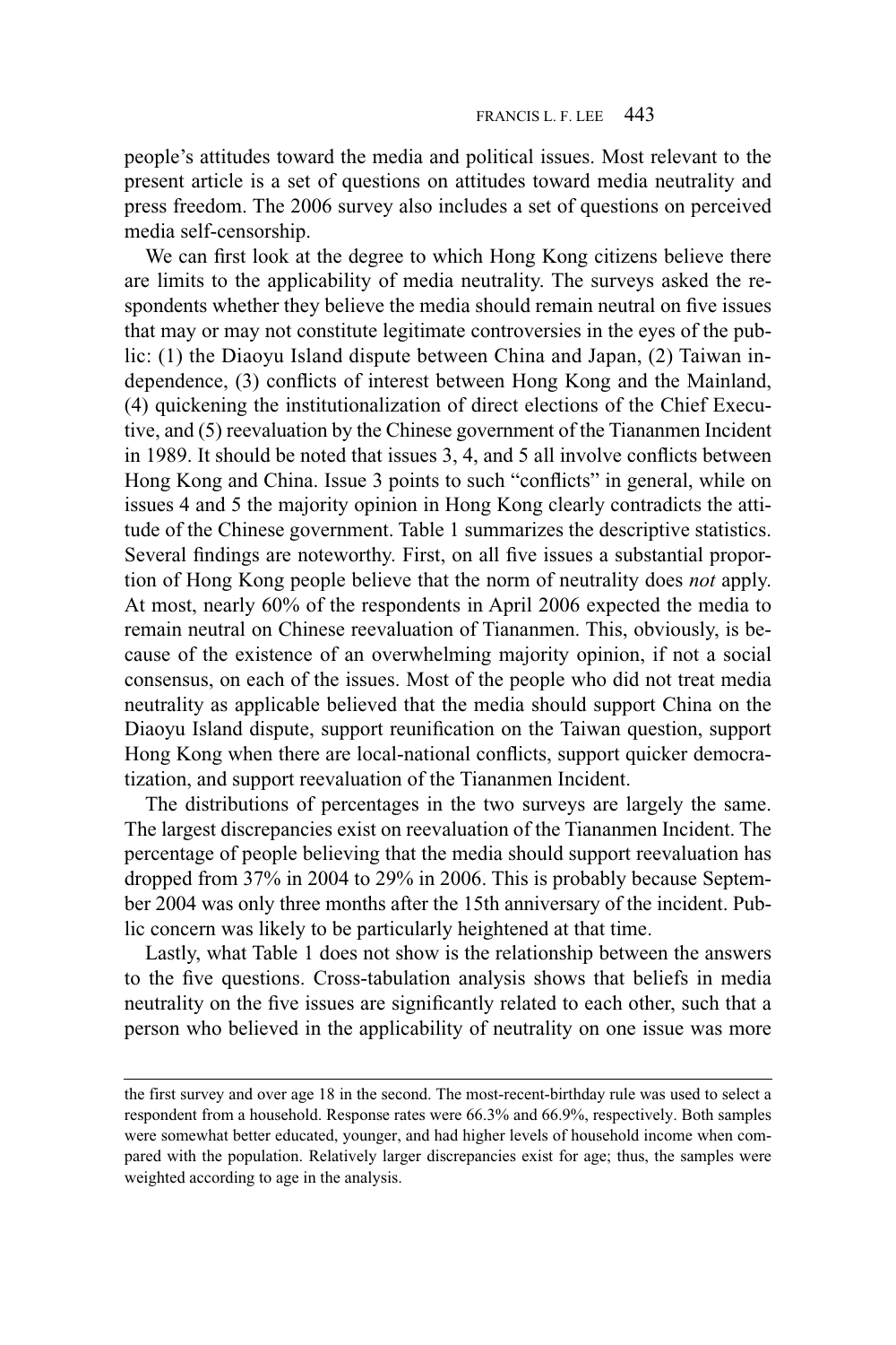people's attitudes toward the media and political issues. Most relevant to the present article is a set of questions on attitudes toward media neutrality and press freedom. The 2006 survey also includes a set of questions on perceived media self-censorship.

We can first look at the degree to which Hong Kong citizens believe there are limits to the applicability of media neutrality. The surveys asked the respondents whether they believe the media should remain neutral on five issues that may or may not constitute legitimate controversies in the eyes of the public: (1) the Diaoyu Island dispute between China and Japan, (2) Taiwan independence, (3) conflicts of interest between Hong Kong and the Mainland, (4) quickening the institutionalization of direct elections of the Chief Executive, and (5) reevaluation by the Chinese government of the Tiananmen Incident in 1989. It should be noted that issues 3, 4, and 5 all involve conflicts between Hong Kong and China. Issue 3 points to such "conflicts" in general, while on issues 4 and 5 the majority opinion in Hong Kong clearly contradicts the attitude of the Chinese government. Table 1 summarizes the descriptive statistics. Several findings are noteworthy. First, on all five issues a substantial proportion of Hong Kong people believe that the norm of neutrality does *not* apply. At most, nearly 60% of the respondents in April 2006 expected the media to remain neutral on Chinese reevaluation of Tiananmen. This, obviously, is because of the existence of an overwhelming majority opinion, if not a social consensus, on each of the issues. Most of the people who did not treat media neutrality as applicable believed that the media should support China on the Diaoyu Island dispute, support reunification on the Taiwan question, support Hong Kong when there are local-national conflicts, support quicker democratization, and support reevaluation of the Tiananmen Incident.

The distributions of percentages in the two surveys are largely the same. The largest discrepancies exist on reevaluation of the Tiananmen Incident. The percentage of people believing that the media should support reevaluation has dropped from 37% in 2004 to 29% in 2006. This is probably because September 2004 was only three months after the 15th anniversary of the incident. Public concern was likely to be particularly heightened at that time.

Lastly, what Table 1 does not show is the relationship between the answers to the five questions. Cross-tabulation analysis shows that beliefs in media neutrality on the five issues are significantly related to each other, such that a person who believed in the applicability of neutrality on one issue was more

---

the first survey and over age 18 in the second. The most-recent-birthday rule was used to select a respondent from a household. Response rates were 66.3% and 66.9%, respectively. Both samples were somewhat better educated, younger, and had higher levels of household income when compared with the population. Relatively larger discrepancies exist for age; thus, the samples were weighted according to age in the analysis.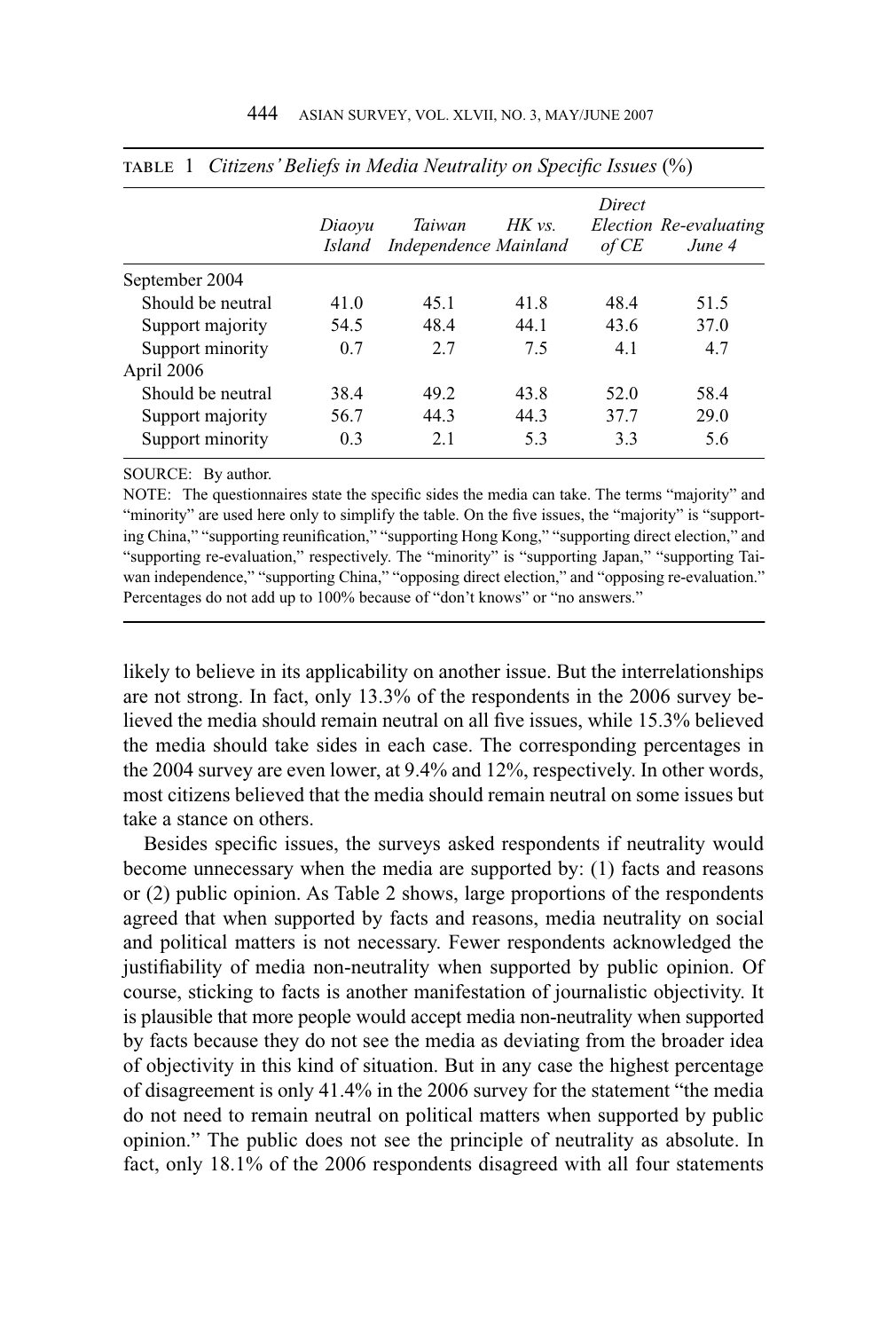TABLE 1 *Citizens' Beliefs in Media Neutrality on Specific Issues* (%)

| | *Diaoyu Island* | *Taiwan Independence* | *HK vs. Mainland* | *Direct Election of CE* | *Re-evaluating June 4* |
|---|---|---|---|---|---|
| September 2004 | | | | | |
| Should be neutral | 41.0 | 45.1 | 41.8 | 48.4 | 51.5 |
| Support majority | 54.5 | 48.4 | 44.1 | 43.6 | 37.0 |
| Support minority | 0.7 | 2.7 | 7.5 | 4.1 | 4.7 |
| April 2006 | | | | | |
| Should be neutral | 38.4 | 49.2 | 43.8 | 52.0 | 58.4 |
| Support majority | 56.7 | 44.3 | 44.3 | 37.7 | 29.0 |
| Support minority | 0.3 | 2.1 | 5.3 | 3.3 | 5.6 |

SOURCE: By author.

NOTE: The questionnaires state the specific sides the media can take. The terms "majority" and "minority" are used here only to simplify the table. On the five issues, the "majority" is "supporting China," "supporting reunification," "supporting Hong Kong," "supporting direct election," and "supporting re-evaluation," respectively. The "minority" is "supporting Japan," "supporting Taiwan independence," "supporting China," "opposing direct election," and "opposing re-evaluation." Percentages do not add up to 100% because of "don't knows" or "no answers."

likely to believe in its applicability on another issue. But the interrelationships are not strong. In fact, only 13.3% of the respondents in the 2006 survey believed the media should remain neutral on all five issues, while 15.3% believed the media should take sides in each case. The corresponding percentages in the 2004 survey are even lower, at 9.4% and 12%, respectively. In other words, most citizens believed that the media should remain neutral on some issues but take a stance on others.

Besides specific issues, the surveys asked respondents if neutrality would become unnecessary when the media are supported by: (1) facts and reasons or (2) public opinion. As Table 2 shows, large proportions of the respondents agreed that when supported by facts and reasons, media neutrality on social and political matters is not necessary. Fewer respondents acknowledged the justifiability of media non-neutrality when supported by public opinion. Of course, sticking to facts is another manifestation of journalistic objectivity. It is plausible that more people would accept media non-neutrality when supported by facts because they do not see the media as deviating from the broader idea of objectivity in this kind of situation. But in any case the highest percentage of disagreement is only 41.4% in the 2006 survey for the statement "the media do not need to remain neutral on political matters when supported by public opinion." The public does not see the principle of neutrality as absolute. In fact, only 18.1% of the 2006 respondents disagreed with all four statements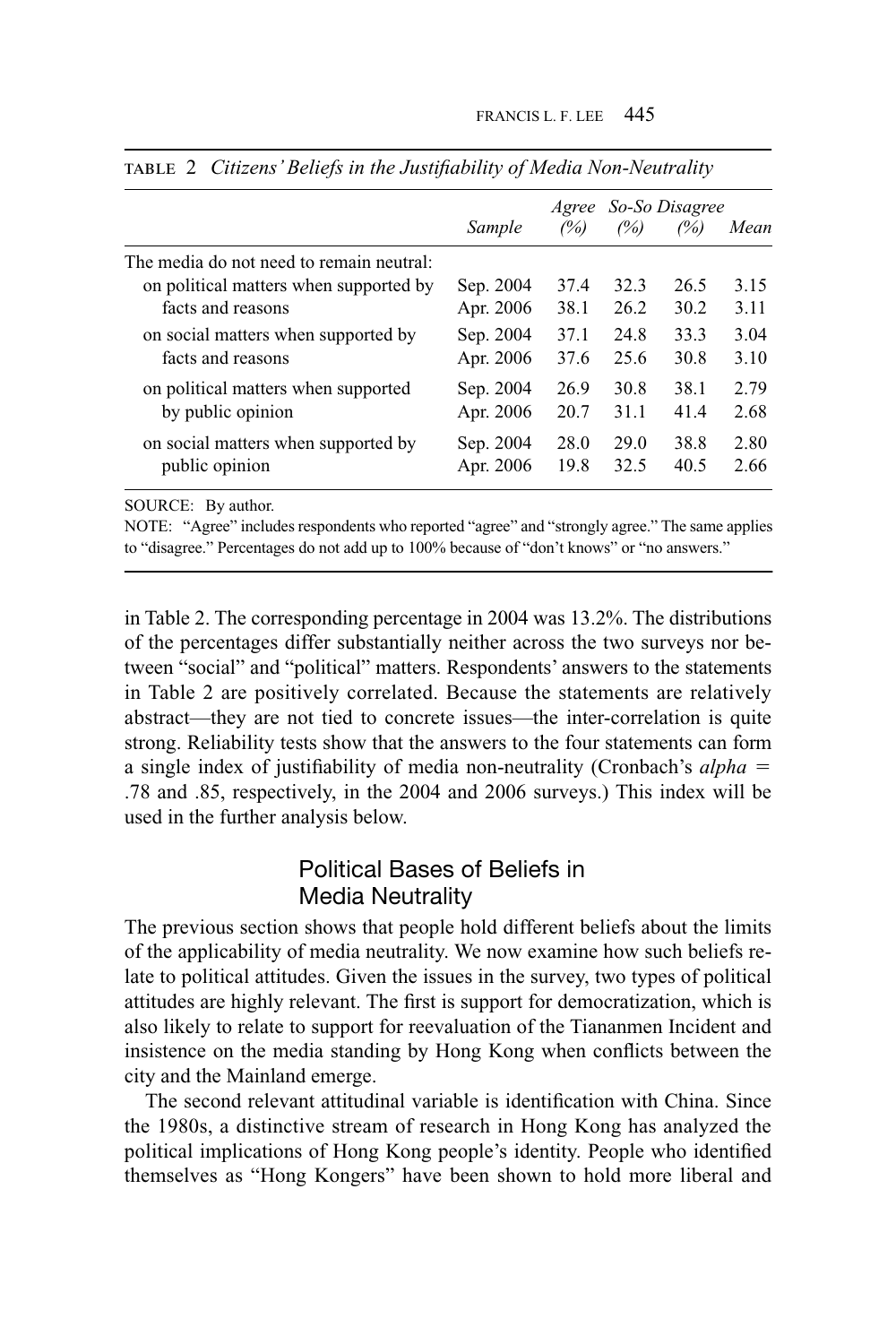TABLE 2 *Citizens' Beliefs in the Justifiability of Media Non-Neutrality*

| | *Sample* | *Agree (%)* | *So-So (%)* | *Disagree (%)* | *Mean* |
|---|---|---|---|---|---|
| The media do not need to remain neutral: | | | | | |
| on political matters when supported by facts and reasons | Sep. 2004 | 37.4 | 32.3 | 26.5 | 3.15 |
| | Apr. 2006 | 38.1 | 26.2 | 30.2 | 3.11 |
| on social matters when supported by facts and reasons | Sep. 2004 | 37.1 | 24.8 | 33.3 | 3.04 |
| | Apr. 2006 | 37.6 | 25.6 | 30.8 | 3.10 |
| on political matters when supported by public opinion | Sep. 2004 | 26.9 | 30.8 | 38.1 | 2.79 |
| | Apr. 2006 | 20.7 | 31.1 | 41.4 | 2.68 |
| on social matters when supported by public opinion | Sep. 2004 | 28.0 | 29.0 | 38.8 | 2.80 |
| | Apr. 2006 | 19.8 | 32.5 | 40.5 | 2.66 |

SOURCE: By author.

NOTE: "Agree" includes respondents who reported "agree" and "strongly agree." The same applies to "disagree." Percentages do not add up to 100% because of "don't knows" or "no answers."

in Table 2. The corresponding percentage in 2004 was 13.2%. The distributions of the percentages differ substantially neither across the two surveys nor between "social" and "political" matters. Respondents' answers to the statements in Table 2 are positively correlated. Because the statements are relatively abstract—they are not tied to concrete issues—the inter-correlation is quite strong. Reliability tests show that the answers to the four statements can form a single index of justifiability of media non-neutrality (Cronbach's *alpha* = .78 and .85, respectively, in the 2004 and 2006 surveys.) This index will be used in the further analysis below.

## Political Bases of Beliefs in Media Neutrality

The previous section shows that people hold different beliefs about the limits of the applicability of media neutrality. We now examine how such beliefs relate to political attitudes. Given the issues in the survey, two types of political attitudes are highly relevant. The first is support for democratization, which is also likely to relate to support for reevaluation of the Tiananmen Incident and insistence on the media standing by Hong Kong when conflicts between the city and the Mainland emerge.

The second relevant attitudinal variable is identification with China. Since the 1980s, a distinctive stream of research in Hong Kong has analyzed the political implications of Hong Kong people's identity. People who identified themselves as "Hong Kongers" have been shown to hold more liberal and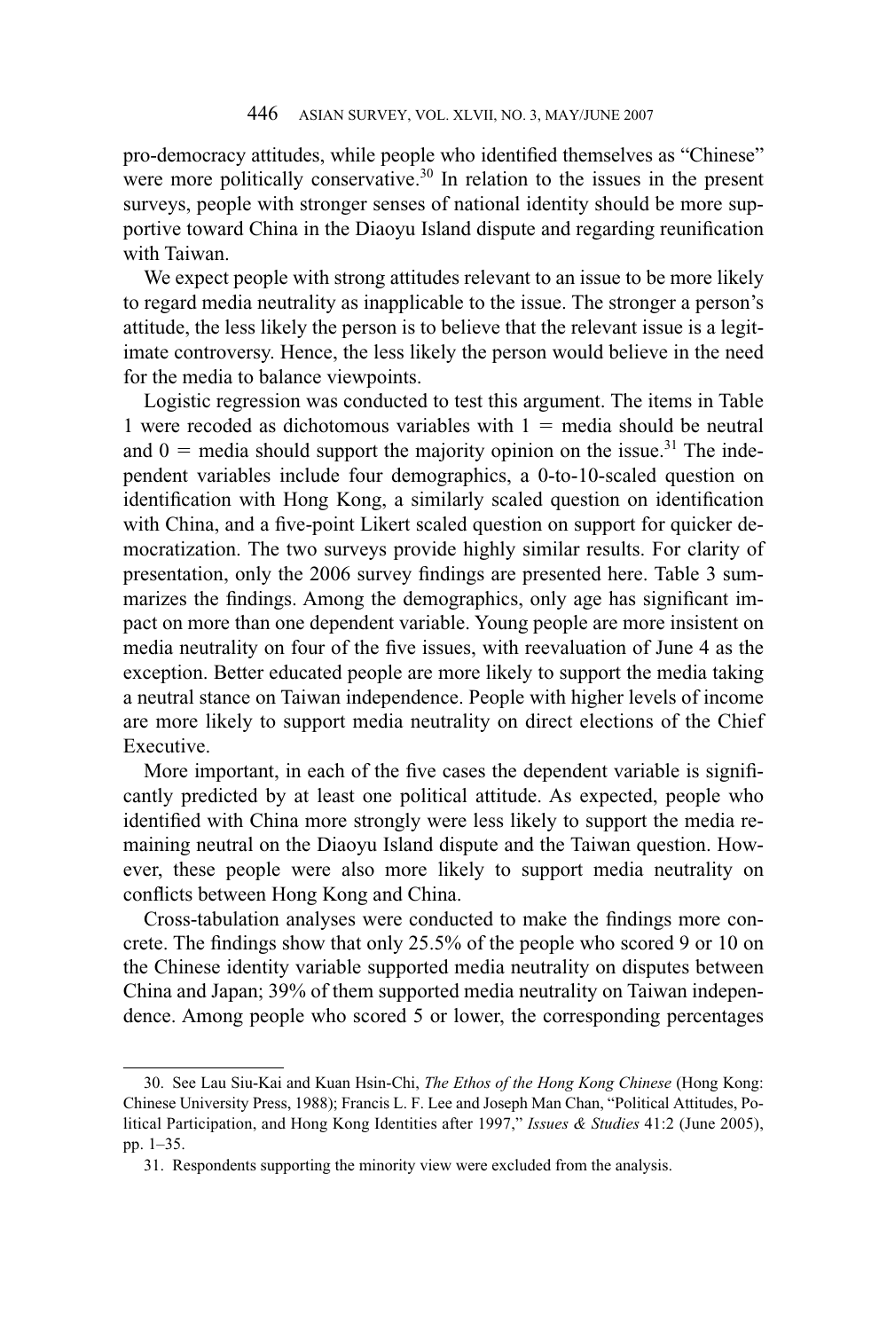pro-democracy attitudes, while people who identified themselves as "Chinese" were more politically conservative.[30] In relation to the issues in the present surveys, people with stronger senses of national identity should be more supportive toward China in the Diaoyu Island dispute and regarding reunification with Taiwan.

We expect people with strong attitudes relevant to an issue to be more likely to regard media neutrality as inapplicable to the issue. The stronger a person's attitude, the less likely the person is to believe that the relevant issue is a legitimate controversy. Hence, the less likely the person would believe in the need for the media to balance viewpoints.

Logistic regression was conducted to test this argument. The items in Table 1 were recoded as dichotomous variables with 1 = media should be neutral and 0 = media should support the majority opinion on the issue.[31] The independent variables include four demographics, a 0-to-10-scaled question on identification with Hong Kong, a similarly scaled question on identification with China, and a five-point Likert scaled question on support for quicker democratization. The two surveys provide highly similar results. For clarity of presentation, only the 2006 survey findings are presented here. Table 3 summarizes the findings. Among the demographics, only age has significant impact on more than one dependent variable. Young people are more insistent on media neutrality on four of the five issues, with reevaluation of June 4 as the exception. Better educated people are more likely to support the media taking a neutral stance on Taiwan independence. People with higher levels of income are more likely to support media neutrality on direct elections of the Chief Executive.

More important, in each of the five cases the dependent variable is significantly predicted by at least one political attitude. As expected, people who identified with China more strongly were less likely to support the media remaining neutral on the Diaoyu Island dispute and the Taiwan question. However, these people were also more likely to support media neutrality on conflicts between Hong Kong and China.

Cross-tabulation analyses were conducted to make the findings more concrete. The findings show that only 25.5% of the people who scored 9 or 10 on the Chinese identity variable supported media neutrality on disputes between China and Japan; 39% of them supported media neutrality on Taiwan independence. Among people who scored 5 or lower, the corresponding percentages

30. See Lau Siu-Kai and Kuan Hsin-Chi, *The Ethos of the Hong Kong Chinese* (Hong Kong: Chinese University Press, 1988); Francis L. F. Lee and Joseph Man Chan, "Political Attitudes, Political Participation, and Hong Kong Identities after 1997," *Issues & Studies* 41:2 (June 2005), pp. 1–35.

31. Respondents supporting the minority view were excluded from the analysis.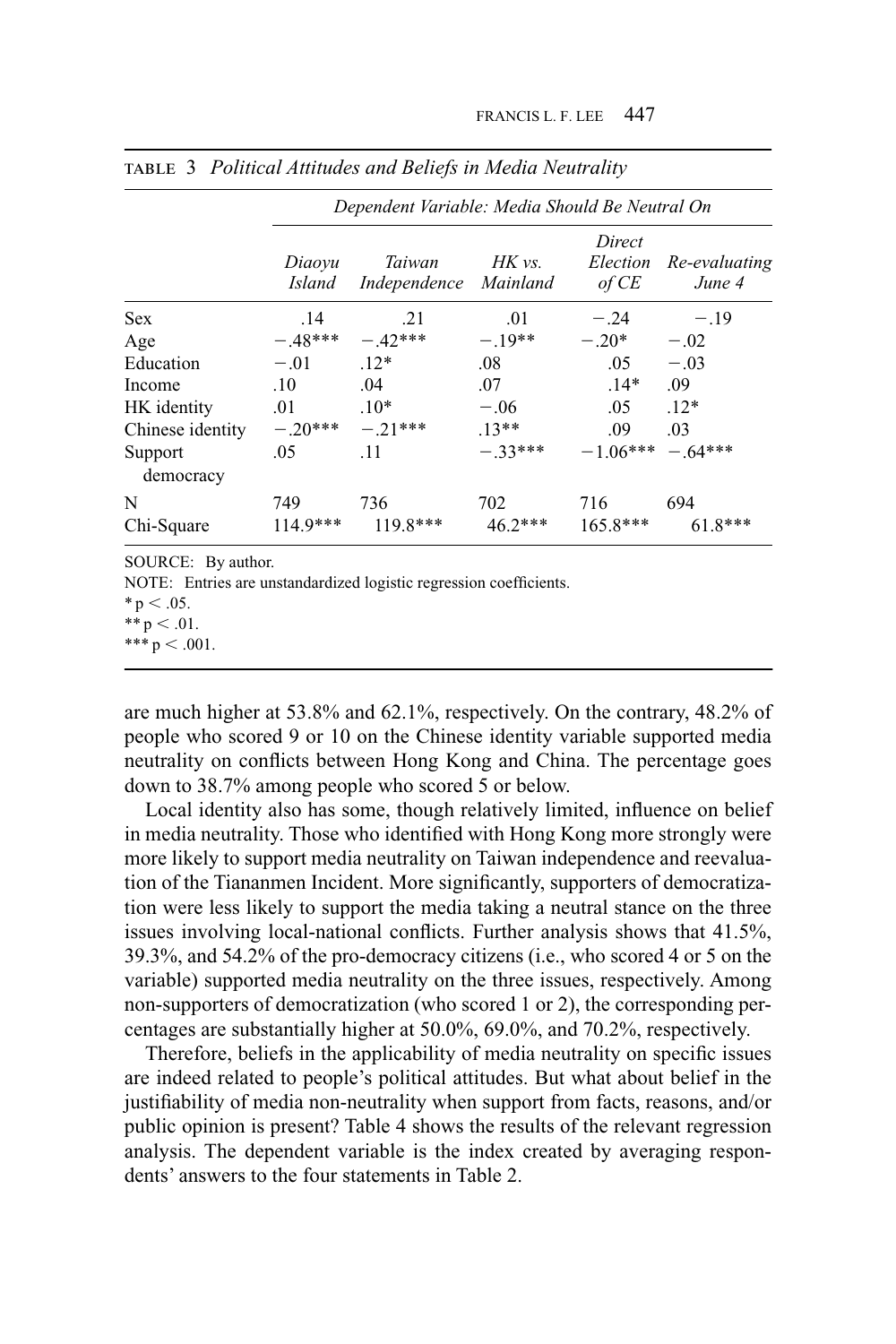TABLE 3 *Political Attitudes and Beliefs in Media Neutrality*

| | *Dependent Variable: Media Should Be Neutral On* | | | | |
|---|---|---|---|---|---|
| | *Diaoyu Island* | *Taiwan Independence* | *HK vs. Mainland* | *Direct Election of CE* | *Re-evaluating June 4* |
| Sex | .14 | .21 | .01 | −.24 | −.19 |
| Age | −.48*** | −.42*** | −.19** | −.20* | −.02 |
| Education | −.01 | .12* | .08 | .05 | −.03 |
| Income | .10 | .04 | .07 | .14* | .09 |
| HK identity | .01 | .10* | −.06 | .05 | .12* |
| Chinese identity | −.20*** | −.21*** | .13** | .09 | .03 |
| Support democracy | .05 | .11 | −.33*** | −1.06*** | −.64*** |
| N | 749 | 736 | 702 | 716 | 694 |
| Chi-Square | 114.9*** | 119.8*** | 46.2*** | 165.8*** | 61.8*** |

SOURCE: By author.

NOTE: Entries are unstandardized logistic regression coefficients.

\* $p < .05$.

\*\* $p < .01$.

\*\*\* $p < .001$.

are much higher at 53.8% and 62.1%, respectively. On the contrary, 48.2% of people who scored 9 or 10 on the Chinese identity variable supported media neutrality on conflicts between Hong Kong and China. The percentage goes down to 38.7% among people who scored 5 or below.

Local identity also has some, though relatively limited, influence on belief in media neutrality. Those who identified with Hong Kong more strongly were more likely to support media neutrality on Taiwan independence and reevaluation of the Tiananmen Incident. More significantly, supporters of democratization were less likely to support the media taking a neutral stance on the three issues involving local-national conflicts. Further analysis shows that 41.5%, 39.3%, and 54.2% of the pro-democracy citizens (i.e., who scored 4 or 5 on the variable) supported media neutrality on the three issues, respectively. Among non-supporters of democratization (who scored 1 or 2), the corresponding percentages are substantially higher at 50.0%, 69.0%, and 70.2%, respectively.

Therefore, beliefs in the applicability of media neutrality on specific issues are indeed related to people's political attitudes. But what about belief in the justifiability of media non-neutrality when support from facts, reasons, and/or public opinion is present? Table 4 shows the results of the relevant regression analysis. The dependent variable is the index created by averaging respondents' answers to the four statements in Table 2.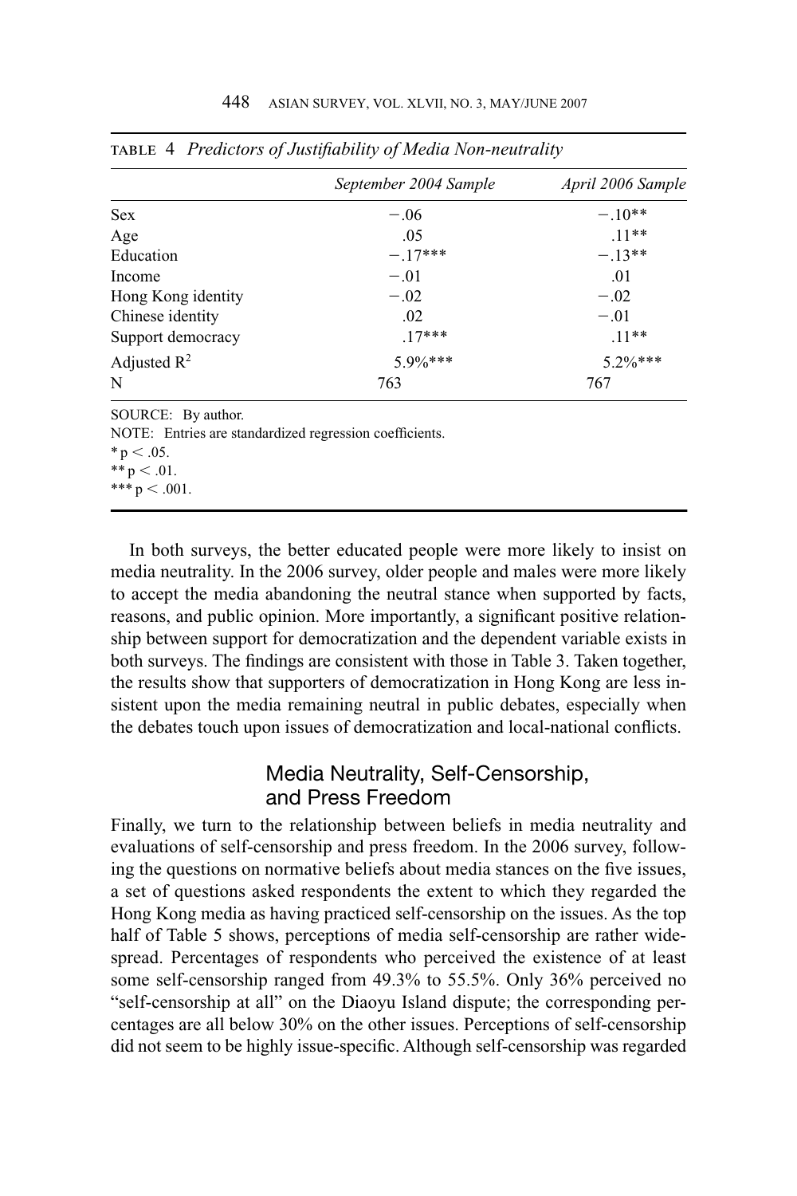TABLE 4 *Predictors of Justifiability of Media Non-neutrality*

| | *September 2004 Sample* | *April 2006 Sample* |
|---|---|---|
| Sex | −.06 | −.10** |
| Age | .05 | .11** |
| Education | −.17*** | −.13** |
| Income | −.01 | .01 |
| Hong Kong identity | −.02 | −.02 |
| Chinese identity | .02 | −.01 |
| Support democracy | .17*** | .11** |
| Adjusted $R^2$ | 5.9%*** | 5.2%*** |
| N | 763 | 767 |

SOURCE: By author.

NOTE: Entries are standardized regression coefficients.

* $p < .05$.

** $p < .01$.

*** $p < .001$.

In both surveys, the better educated people were more likely to insist on media neutrality. In the 2006 survey, older people and males were more likely to accept the media abandoning the neutral stance when supported by facts, reasons, and public opinion. More importantly, a significant positive relationship between support for democratization and the dependent variable exists in both surveys. The findings are consistent with those in Table 3. Taken together, the results show that supporters of democratization in Hong Kong are less insistent upon the media remaining neutral in public debates, especially when the debates touch upon issues of democratization and local-national conflicts.

## Media Neutrality, Self-Censorship, and Press Freedom

Finally, we turn to the relationship between beliefs in media neutrality and evaluations of self-censorship and press freedom. In the 2006 survey, following the questions on normative beliefs about media stances on the five issues, a set of questions asked respondents the extent to which they regarded the Hong Kong media as having practiced self-censorship on the issues. As the top half of Table 5 shows, perceptions of media self-censorship are rather widespread. Percentages of respondents who perceived the existence of at least some self-censorship ranged from 49.3% to 55.5%. Only 36% perceived no "self-censorship at all" on the Diaoyu Island dispute; the corresponding percentages are all below 30% on the other issues. Perceptions of self-censorship did not seem to be highly issue-specific. Although self-censorship was regarded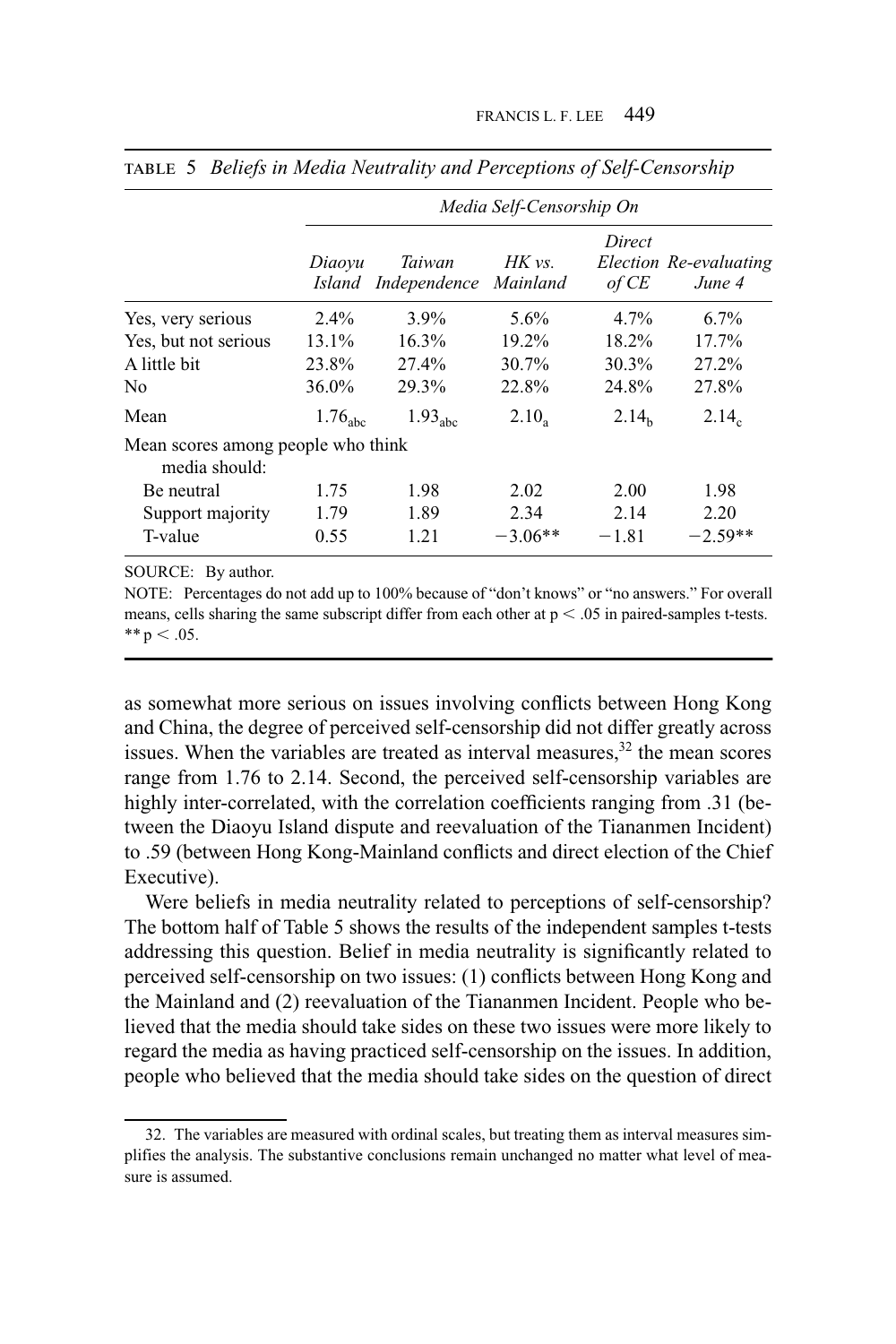TABLE 5 *Beliefs in Media Neutrality and Perceptions of Self-Censorship*

| | *Media Self-Censorship On* | | | | |
|---|---|---|---|---|---|
| | *Diaoyu Island* | *Taiwan Independence* | *HK vs. Mainland* | *Direct Election of CE* | *Re-evaluating June 4* |
| Yes, very serious | 2.4% | 3.9% | 5.6% | 4.7% | 6.7% |
| Yes, but not serious | 13.1% | 16.3% | 19.2% | 18.2% | 17.7% |
| A little bit | 23.8% | 27.4% | 30.7% | 30.3% | 27.2% |
| No | 36.0% | 29.3% | 22.8% | 24.8% | 27.8% |
| Mean | $1.76_{abc}$ | $1.93_{abc}$ | $2.10_{a}$ | $2.14_{b}$ | $2.14_{c}$ |
| Mean scores among people who think media should: | | | | | |
| Be neutral | 1.75 | 1.98 | 2.02 | 2.00 | 1.98 |
| Support majority | 1.79 | 1.89 | 2.34 | 2.14 | 2.20 |
| T-value | 0.55 | 1.21 | −3.06** | −1.81 | −2.59** |

SOURCE: By author.

NOTE: Percentages do not add up to 100% because of "don't knows" or "no answers." For overall means, cells sharing the same subscript differ from each other at $p < .05$ in paired-samples t-tests.
** $p < .05$.

as somewhat more serious on issues involving conflicts between Hong Kong and China, the degree of perceived self-censorship did not differ greatly across issues. When the variables are treated as interval measures,[32] the mean scores range from 1.76 to 2.14. Second, the perceived self-censorship variables are highly inter-correlated, with the correlation coefficients ranging from .31 (between the Diaoyu Island dispute and reevaluation of the Tiananmen Incident) to .59 (between Hong Kong-Mainland conflicts and direct election of the Chief Executive).

Were beliefs in media neutrality related to perceptions of self-censorship? The bottom half of Table 5 shows the results of the independent samples t-tests addressing this question. Belief in media neutrality is significantly related to perceived self-censorship on two issues: (1) conflicts between Hong Kong and the Mainland and (2) reevaluation of the Tiananmen Incident. People who believed that the media should take sides on these two issues were more likely to regard the media as having practiced self-censorship on the issues. In addition, people who believed that the media should take sides on the question of direct

32. The variables are measured with ordinal scales, but treating them as interval measures simplifies the analysis. The substantive conclusions remain unchanged no matter what level of measure is assumed.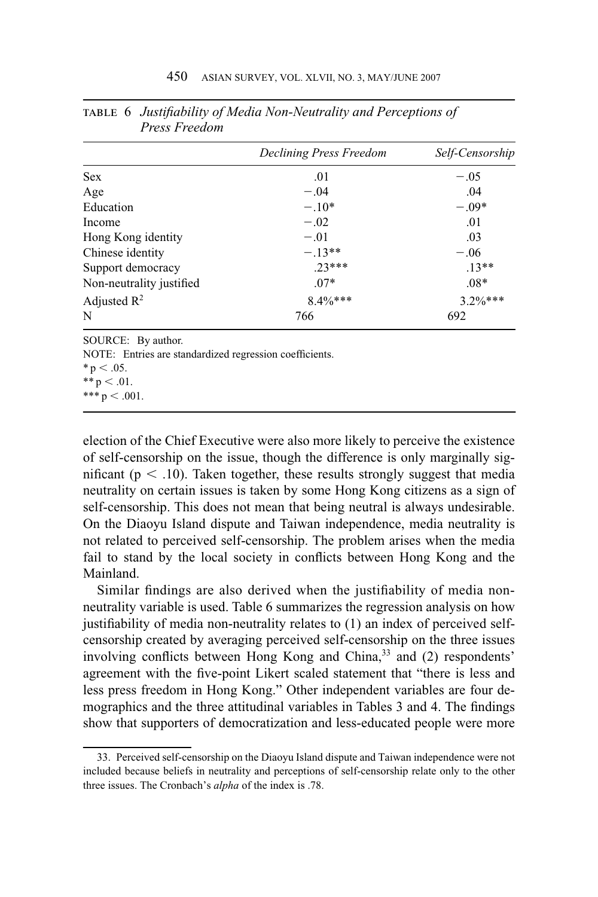TABLE 6 *Justifiability of Media Non-Neutrality and Perceptions of Press Freedom*

| | *Declining Press Freedom* | *Self-Censorship* |
|---|---|---|
| Sex | .01 | −.05 |
| Age | −.04 | .04 |
| Education | −.10* | −.09* |
| Income | −.02 | .01 |
| Hong Kong identity | −.01 | .03 |
| Chinese identity | −.13** | −.06 |
| Support democracy | .23*** | .13** |
| Non-neutrality justified | .07* | .08* |
| Adjusted $R^2$ | 8.4%*** | 3.2%*** |
| N | 766 | 692 |

SOURCE: By author.

NOTE: Entries are standardized regression coefficients.

* $p < .05$.

** $p < .01$.

*** $p < .001$.

election of the Chief Executive were also more likely to perceive the existence of self-censorship on the issue, though the difference is only marginally significant ($p < .10$). Taken together, these results strongly suggest that media neutrality on certain issues is taken by some Hong Kong citizens as a sign of self-censorship. This does not mean that being neutral is always undesirable. On the Diaoyu Island dispute and Taiwan independence, media neutrality is not related to perceived self-censorship. The problem arises when the media fail to stand by the local society in conflicts between Hong Kong and the Mainland.

Similar findings are also derived when the justifiability of media non-neutrality variable is used. Table 6 summarizes the regression analysis on how justifiability of media non-neutrality relates to (1) an index of perceived self-censorship created by averaging perceived self-censorship on the three issues involving conflicts between Hong Kong and China,[33] and (2) respondents' agreement with the five-point Likert scaled statement that "there is less and less press freedom in Hong Kong." Other independent variables are four demographics and the three attitudinal variables in Tables 3 and 4. The findings show that supporters of democratization and less-educated people were more

33. Perceived self-censorship on the Diaoyu Island dispute and Taiwan independence were not included because beliefs in neutrality and perceptions of self-censorship relate only to the other three issues. The Cronbach's *alpha* of the index is .78.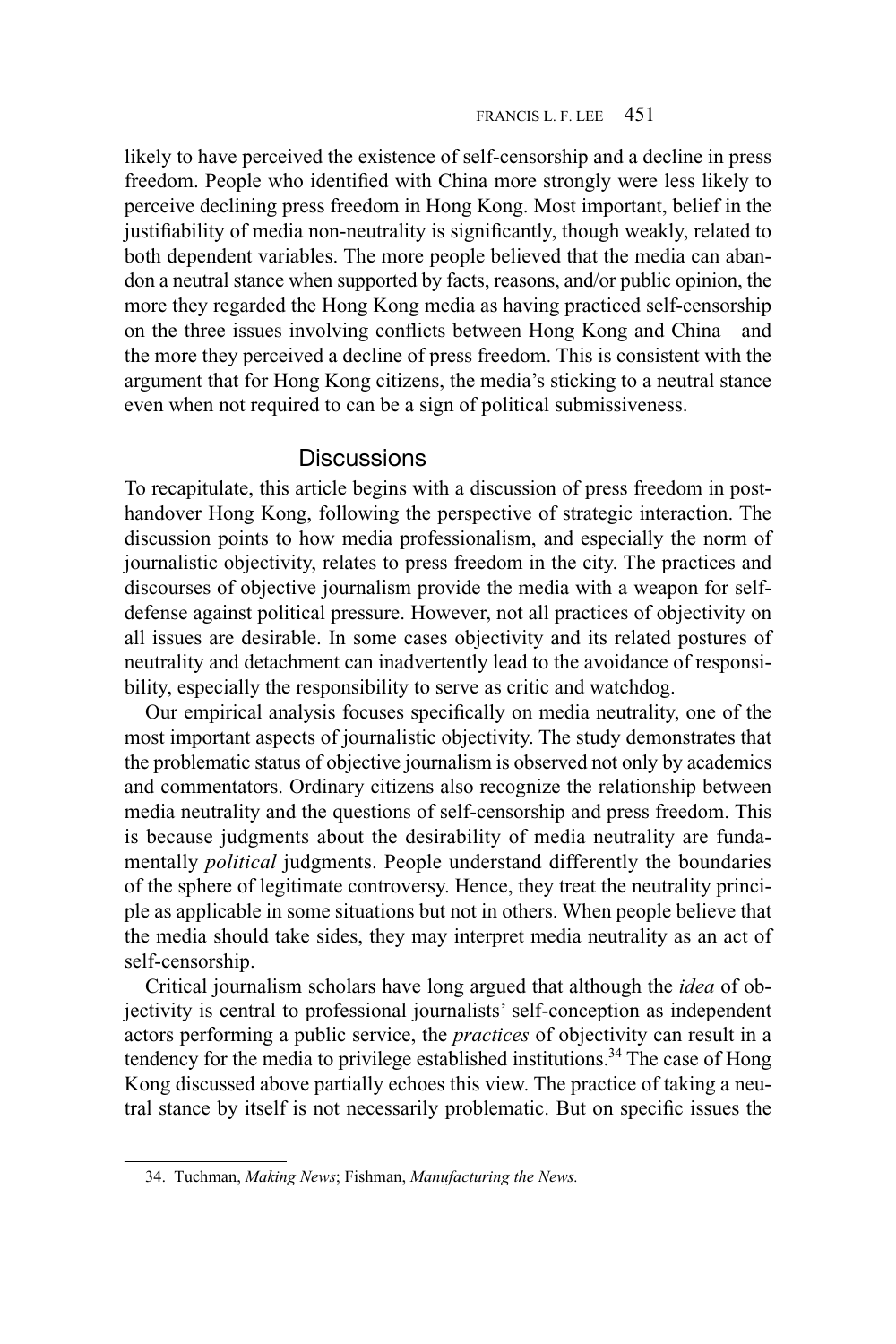likely to have perceived the existence of self-censorship and a decline in press freedom. People who identified with China more strongly were less likely to perceive declining press freedom in Hong Kong. Most important, belief in the justifiability of media non-neutrality is significantly, though weakly, related to both dependent variables. The more people believed that the media can abandon a neutral stance when supported by facts, reasons, and/or public opinion, the more they regarded the Hong Kong media as having practiced self-censorship on the three issues involving conflicts between Hong Kong and China—and the more they perceived a decline of press freedom. This is consistent with the argument that for Hong Kong citizens, the media's sticking to a neutral stance even when not required to can be a sign of political submissiveness.

## Discussions

To recapitulate, this article begins with a discussion of press freedom in post-handover Hong Kong, following the perspective of strategic interaction. The discussion points to how media professionalism, and especially the norm of journalistic objectivity, relates to press freedom in the city. The practices and discourses of objective journalism provide the media with a weapon for self-defense against political pressure. However, not all practices of objectivity on all issues are desirable. In some cases objectivity and its related postures of neutrality and detachment can inadvertently lead to the avoidance of responsibility, especially the responsibility to serve as critic and watchdog.

Our empirical analysis focuses specifically on media neutrality, one of the most important aspects of journalistic objectivity. The study demonstrates that the problematic status of objective journalism is observed not only by academics and commentators. Ordinary citizens also recognize the relationship between media neutrality and the questions of self-censorship and press freedom. This is because judgments about the desirability of media neutrality are fundamentally *political* judgments. People understand differently the boundaries of the sphere of legitimate controversy. Hence, they treat the neutrality principle as applicable in some situations but not in others. When people believe that the media should take sides, they may interpret media neutrality as an act of self-censorship.

Critical journalism scholars have long argued that although the *idea* of objectivity is central to professional journalists' self-conception as independent actors performing a public service, the *practices* of objectivity can result in a tendency for the media to privilege established institutions.[34] The case of Hong Kong discussed above partially echoes this view. The practice of taking a neutral stance by itself is not necessarily problematic. But on specific issues the

34. Tuchman, *Making News*; Fishman, *Manufacturing the News.*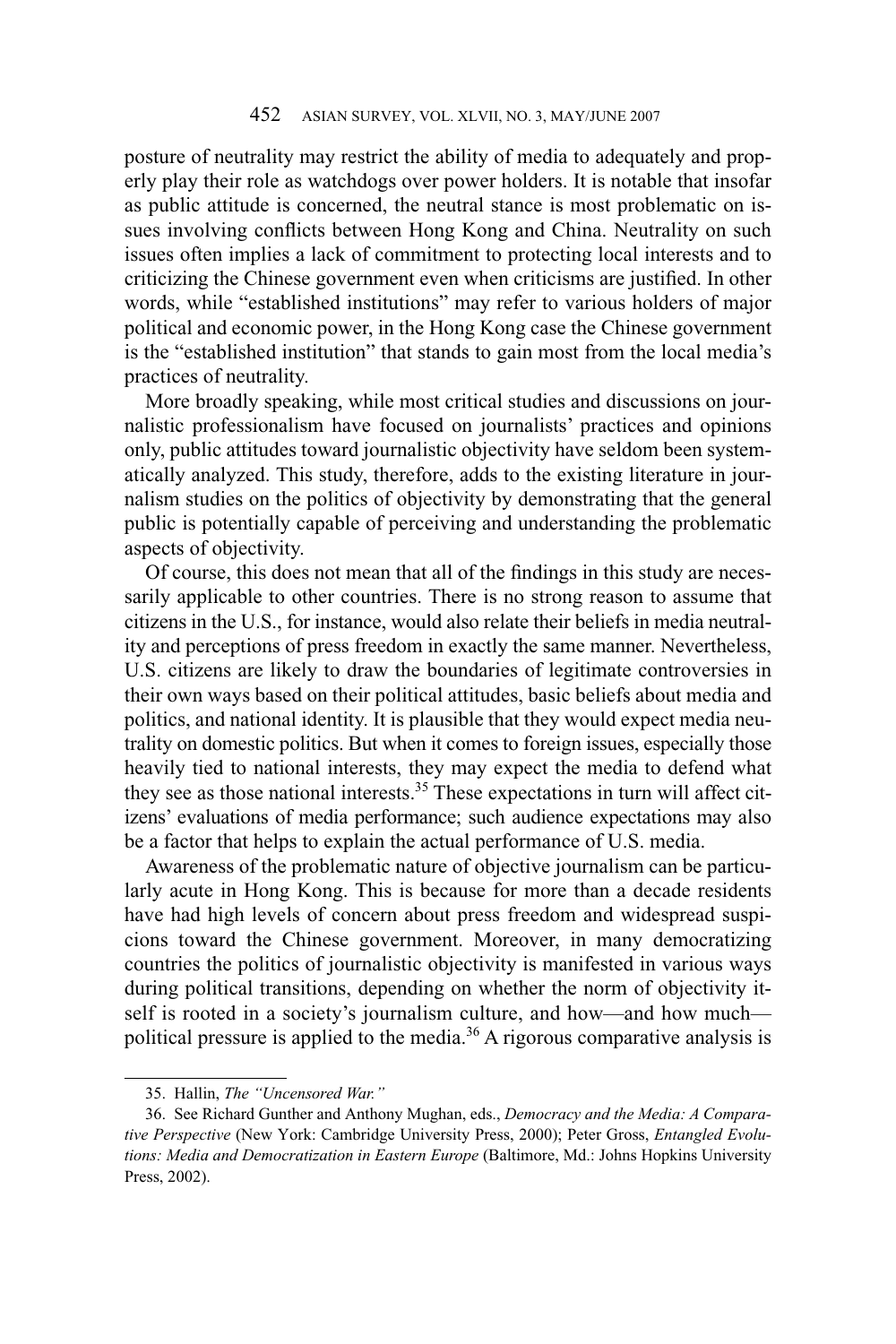posture of neutrality may restrict the ability of media to adequately and properly play their role as watchdogs over power holders. It is notable that insofar as public attitude is concerned, the neutral stance is most problematic on issues involving conflicts between Hong Kong and China. Neutrality on such issues often implies a lack of commitment to protecting local interests and to criticizing the Chinese government even when criticisms are justified. In other words, while "established institutions" may refer to various holders of major political and economic power, in the Hong Kong case the Chinese government is the "established institution" that stands to gain most from the local media's practices of neutrality.

More broadly speaking, while most critical studies and discussions on journalistic professionalism have focused on journalists' practices and opinions only, public attitudes toward journalistic objectivity have seldom been systematically analyzed. This study, therefore, adds to the existing literature in journalism studies on the politics of objectivity by demonstrating that the general public is potentially capable of perceiving and understanding the problematic aspects of objectivity.

Of course, this does not mean that all of the findings in this study are necessarily applicable to other countries. There is no strong reason to assume that citizens in the U.S., for instance, would also relate their beliefs in media neutrality and perceptions of press freedom in exactly the same manner. Nevertheless, U.S. citizens are likely to draw the boundaries of legitimate controversies in their own ways based on their political attitudes, basic beliefs about media and politics, and national identity. It is plausible that they would expect media neutrality on domestic politics. But when it comes to foreign issues, especially those heavily tied to national interests, they may expect the media to defend what they see as those national interests.[35] These expectations in turn will affect citizens' evaluations of media performance; such audience expectations may also be a factor that helps to explain the actual performance of U.S. media.

Awareness of the problematic nature of objective journalism can be particularly acute in Hong Kong. This is because for more than a decade residents have had high levels of concern about press freedom and widespread suspicions toward the Chinese government. Moreover, in many democratizing countries the politics of journalistic objectivity is manifested in various ways during political transitions, depending on whether the norm of objectivity itself is rooted in a society's journalism culture, and how—and how much—political pressure is applied to the media.[36] A rigorous comparative analysis is

---

35. Hallin, *The "Uncensored War."*

36. See Richard Gunther and Anthony Mughan, eds., *Democracy and the Media: A Comparative Perspective* (New York: Cambridge University Press, 2000); Peter Gross, *Entangled Evolutions: Media and Democratization in Eastern Europe* (Baltimore, Md.: Johns Hopkins University Press, 2002).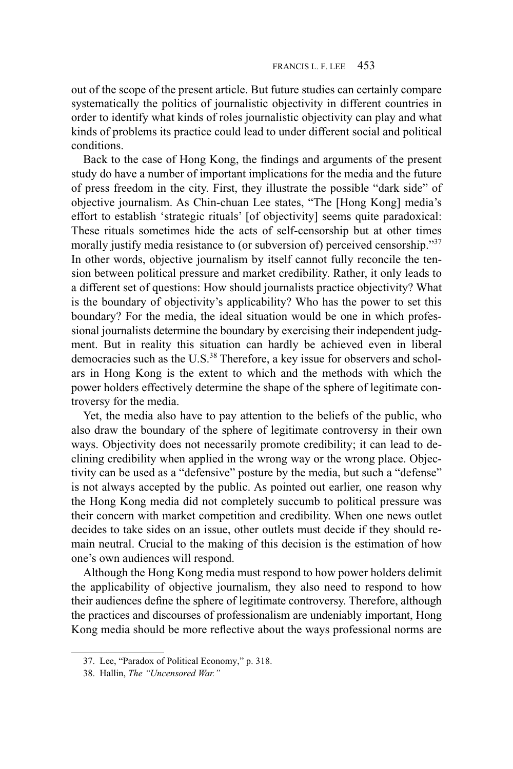out of the scope of the present article. But future studies can certainly compare systematically the politics of journalistic objectivity in different countries in order to identify what kinds of roles journalistic objectivity can play and what kinds of problems its practice could lead to under different social and political conditions.

Back to the case of Hong Kong, the findings and arguments of the present study do have a number of important implications for the media and the future of press freedom in the city. First, they illustrate the possible "dark side" of objective journalism. As Chin-chuan Lee states, "The [Hong Kong] media's effort to establish 'strategic rituals' [of objectivity] seems quite paradoxical: These rituals sometimes hide the acts of self-censorship but at other times morally justify media resistance to (or subversion of) perceived censorship."[37] In other words, objective journalism by itself cannot fully reconcile the tension between political pressure and market credibility. Rather, it only leads to a different set of questions: How should journalists practice objectivity? What is the boundary of objectivity's applicability? Who has the power to set this boundary? For the media, the ideal situation would be one in which professional journalists determine the boundary by exercising their independent judgment. But in reality this situation can hardly be achieved even in liberal democracies such as the U.S.[38] Therefore, a key issue for observers and scholars in Hong Kong is the extent to which and the methods with which the power holders effectively determine the shape of the sphere of legitimate controversy for the media.

Yet, the media also have to pay attention to the beliefs of the public, who also draw the boundary of the sphere of legitimate controversy in their own ways. Objectivity does not necessarily promote credibility; it can lead to declining credibility when applied in the wrong way or the wrong place. Objectivity can be used as a "defensive" posture by the media, but such a "defense" is not always accepted by the public. As pointed out earlier, one reason why the Hong Kong media did not completely succumb to political pressure was their concern with market competition and credibility. When one news outlet decides to take sides on an issue, other outlets must decide if they should remain neutral. Crucial to the making of this decision is the estimation of how one's own audiences will respond.

Although the Hong Kong media must respond to how power holders delimit the applicability of objective journalism, they also need to respond to how their audiences define the sphere of legitimate controversy. Therefore, although the practices and discourses of professionalism are undeniably important, Hong Kong media should be more reflective about the ways professional norms are

37. Lee, "Paradox of Political Economy," p. 318.

38. Hallin, *The "Uncensored War."*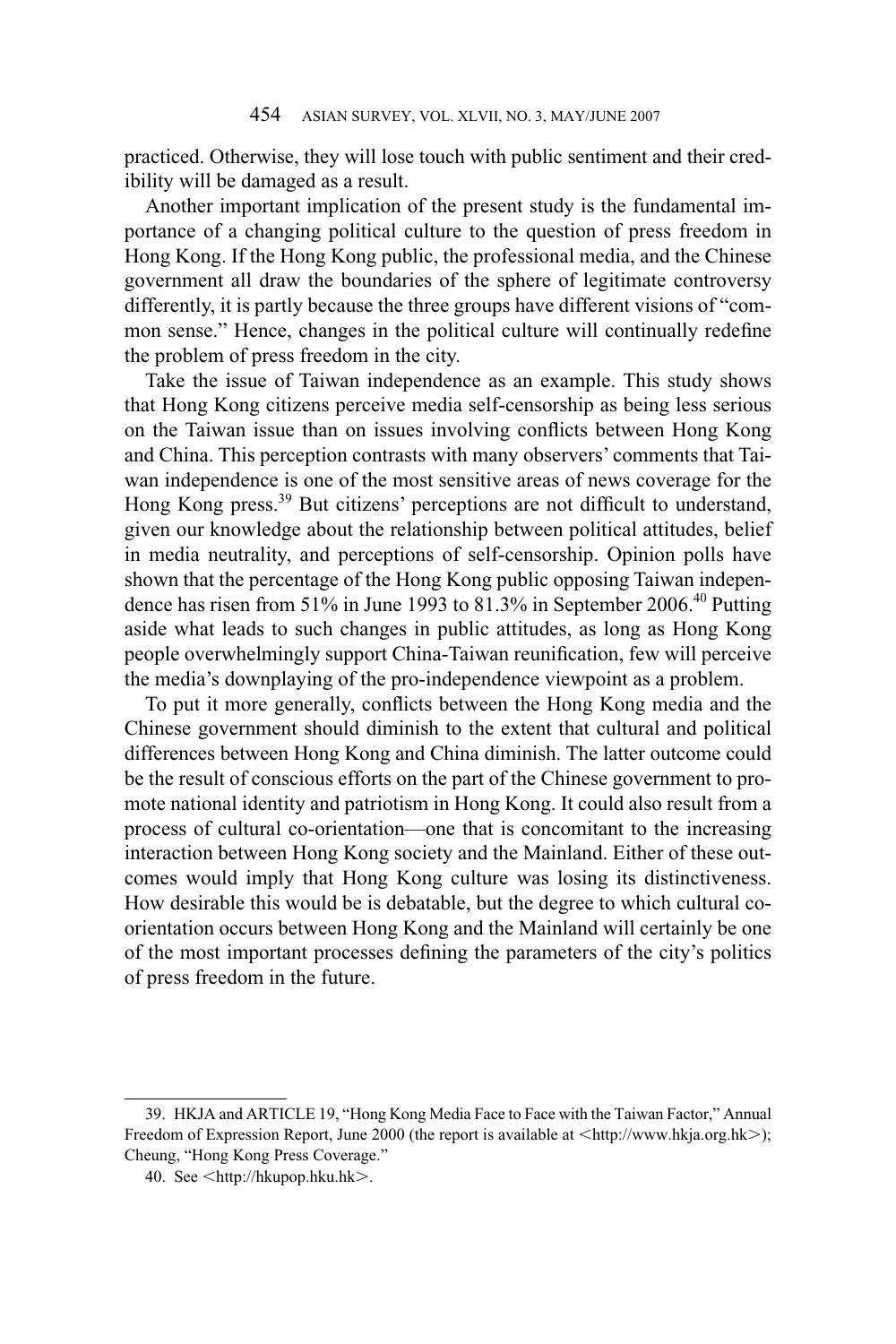practiced. Otherwise, they will lose touch with public sentiment and their credibility will be damaged as a result.

Another important implication of the present study is the fundamental importance of a changing political culture to the question of press freedom in Hong Kong. If the Hong Kong public, the professional media, and the Chinese government all draw the boundaries of the sphere of legitimate controversy differently, it is partly because the three groups have different visions of "common sense." Hence, changes in the political culture will continually redefine the problem of press freedom in the city.

Take the issue of Taiwan independence as an example. This study shows that Hong Kong citizens perceive media self-censorship as being less serious on the Taiwan issue than on issues involving conflicts between Hong Kong and China. This perception contrasts with many observers' comments that Taiwan independence is one of the most sensitive areas of news coverage for the Hong Kong press.[39] But citizens' perceptions are not difficult to understand, given our knowledge about the relationship between political attitudes, belief in media neutrality, and perceptions of self-censorship. Opinion polls have shown that the percentage of the Hong Kong public opposing Taiwan independence has risen from 51% in June 1993 to 81.3% in September 2006.[40] Putting aside what leads to such changes in public attitudes, as long as Hong Kong people overwhelmingly support China-Taiwan reunification, few will perceive the media's downplaying of the pro-independence viewpoint as a problem.

To put it more generally, conflicts between the Hong Kong media and the Chinese government should diminish to the extent that cultural and political differences between Hong Kong and China diminish. The latter outcome could be the result of conscious efforts on the part of the Chinese government to promote national identity and patriotism in Hong Kong. It could also result from a process of cultural co-orientation—one that is concomitant to the increasing interaction between Hong Kong society and the Mainland. Either of these outcomes would imply that Hong Kong culture was losing its distinctiveness. How desirable this would be is debatable, but the degree to which cultural co-orientation occurs between Hong Kong and the Mainland will certainly be one of the most important processes defining the parameters of the city's politics of press freedom in the future.

---

39. HKJA and ARTICLE 19, "Hong Kong Media Face to Face with the Taiwan Factor," Annual Freedom of Expression Report, June 2000 (the report is available at <http://www.hkja.org.hk>); Cheung, "Hong Kong Press Coverage."

40. See <http://hkupop.hku.hk>.